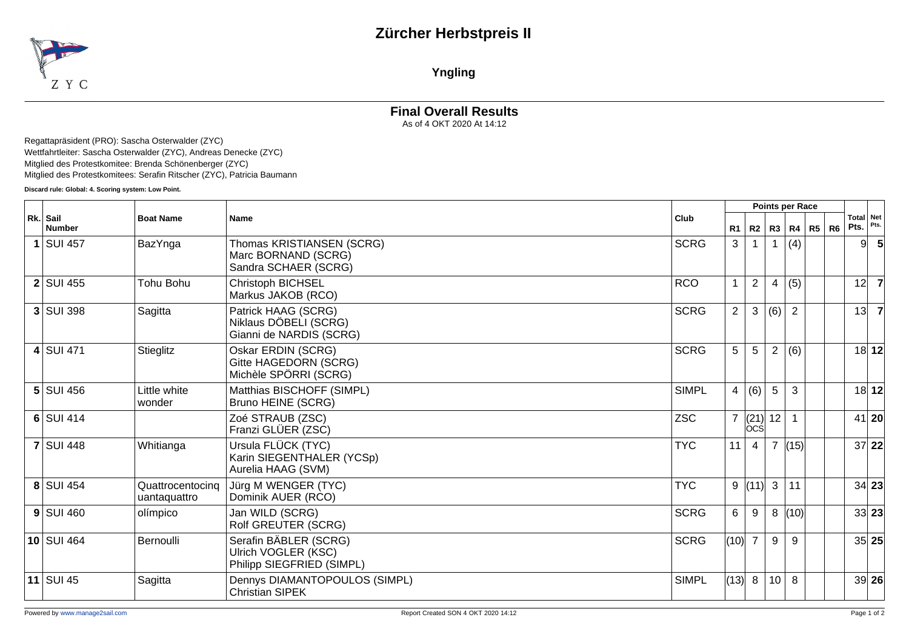# Zürcher Herbstpreis II

## Yngling

### Final Overall Results

As of 4 OKT 2020 At 14:12

Regattapräsident (PRO): Sascha Osterwalder (ZYC)
Wettfahrtleiter: Sascha Osterwalder (ZYC), Andreas Denecke (ZYC)
Mitglied des Protestkomitee: Brenda Schönenberger (ZYC)
Mitglied des Protestkomitees: Serafin Ritscher (ZYC), Patricia Baumann

**Discard rule: Global: 4. Scoring system: Low Point.**

| Rk. | Sail Number | Boat Name | Name | Club | Points per Race | | | | | | Total Pts. | Net Pts. |
|---|---|---|---|---|---|---|---|---|---|---|---|---|
| | | | | | R1 | R2 | R3 | R4 | R5 | R6 | | |
| **1** | SUI 457 | BazYnga | Thomas KRISTIANSEN (SCRG)<br>Marc BORNAND (SCRG)<br>Sandra SCHAER (SCRG) | SCRG | 3 | 1 | 1 | (4) | | | 9 | **5** |
| **2** | SUI 455 | Tohu Bohu | Christoph BICHSEL<br>Markus JAKOB (RCO) | RCO | 1 | 2 | 4 | (5) | | | 12 | **7** |
| **3** | SUI 398 | Sagitta | Patrick HAAG (SCRG)<br>Niklaus DÖBELI (SCRG)<br>Gianni de NARDIS (SCRG) | SCRG | 2 | 3 | (6) | 2 | | | 13 | **7** |
| **4** | SUI 471 | Stieglitz | Oskar ERDIN (SCRG)<br>Gitte HAGEDORN (SCRG)<br>Michèle SPÖRRI (SCRG) | SCRG | 5 | 5 | 2 | (6) | | | 18 | **12** |
| **5** | SUI 456 | Little white wonder | Matthias BISCHOFF (SIMPL)<br>Bruno HEINE (SCRG) | SIMPL | 4 | (6) | 5 | 3 | | | 18 | **12** |
| **6** | SUI 414 | | Zoé STRAUB (ZSC)<br>Franzi GLÜER (ZSC) | ZSC | 7 | (21) OCS | 12 | 1 | | | 41 | **20** |
| **7** | SUI 448 | Whitianga | Ursula FLÜCK (TYC)<br>Karin SIEGENTHALER (YCSp)<br>Aurelia HAAG (SVM) | TYC | 11 | 4 | 7 | (15) | | | 37 | **22** |
| **8** | SUI 454 | Quattrocentocinquantaquattro | Jürg M WENGER (TYC)<br>Dominik AUER (RCO) | TYC | 9 | (11) | 3 | 11 | | | 34 | **23** |
| **9** | SUI 460 | olímpico | Jan WILD (SCRG)<br>Rolf GREUTER (SCRG) | SCRG | 6 | 9 | 8 | (10) | | | 33 | **23** |
| **10** | SUI 464 | Bernoulli | Serafin BÄBLER (SCRG)<br>Ulrich VOGLER (KSC)<br>Philipp SIEGFRIED (SIMPL) | SCRG | (10) | 7 | 9 | 9 | | | 35 | **25** |
| **11** | SUI 45 | Sagitta | Dennys DIAMANTOPOULOS (SIMPL)<br>Christian SIPEK | SIMPL | (13) | 8 | 10 | 8 | | | 39 | **26** |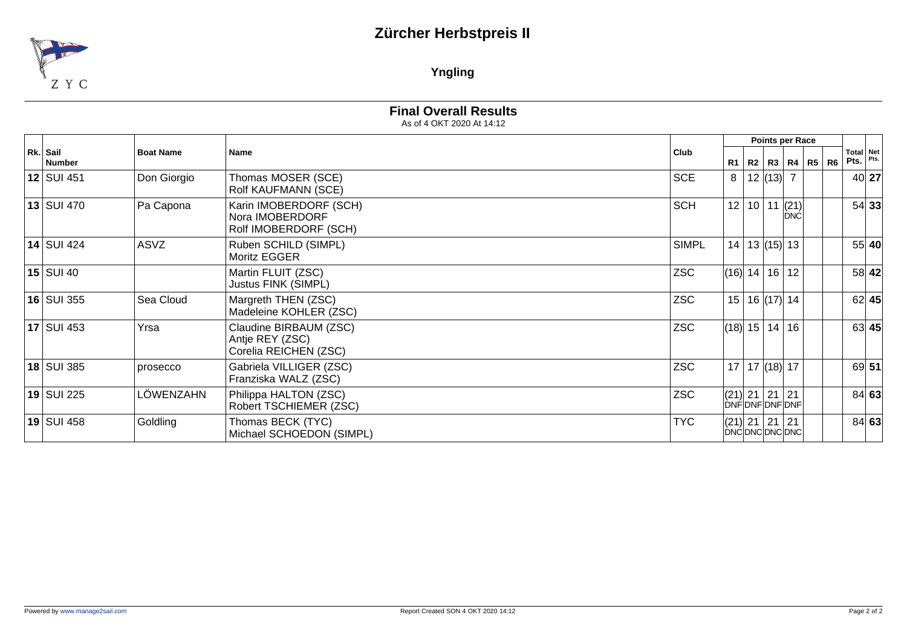# Zürcher Herbstpreis II

## Yngling

### Final Overall Results

As of 4 OKT 2020 At 14:12

| Rk. | Sail Number | Boat Name | Name | Club | Points per Race | | | | | | Total Pts. | Net Pts. |
|---|---|---|---|---|---|---|---|---|---|---|---|---|
| | | | | | R1 | R2 | R3 | R4 | R5 | R6 | | |
| **12** | SUI 451 | Don Giorgio | Thomas MOSER (SCE)<br>Rolf KAUFMANN (SCE) | SCE | 8 | 12 | (13) | 7 | | | 40 | **27** |
| **13** | SUI 470 | Pa Capona | Karin IMOBERDORF (SCH)<br>Nora IMOBERDORF<br>Rolf IMOBERDORF (SCH) | SCH | 12 | 10 | 11 | (21) DNC | | | 54 | **33** |
| **14** | SUI 424 | ASVZ | Ruben SCHILD (SIMPL)<br>Moritz EGGER | SIMPL | 14 | 13 | (15) | 13 | | | 55 | **40** |
| **15** | SUI 40 | | Martin FLUIT (ZSC)<br>Justus FINK (SIMPL) | ZSC | (16) | 14 | 16 | 12 | | | 58 | **42** |
| **16** | SUI 355 | Sea Cloud | Margreth THEN (ZSC)<br>Madeleine KOHLER (ZSC) | ZSC | 15 | 16 | (17) | 14 | | | 62 | **45** |
| **17** | SUI 453 | Yrsa | Claudine BIRBAUM (ZSC)<br>Antje REY (ZSC)<br>Corelia REICHEN (ZSC) | ZSC | (18) | 15 | 14 | 16 | | | 63 | **45** |
| **18** | SUI 385 | prosecco | Gabriela VILLIGER (ZSC)<br>Franziska WALZ (ZSC) | ZSC | 17 | 17 | (18) | 17 | | | 69 | **51** |
| **19** | SUI 225 | LÖWENZAHN | Philippa HALTON (ZSC)<br>Robert TSCHIEMER (ZSC) | ZSC | (21) DNF | 21 DNF | 21 DNF | 21 DNF | | | 84 | **63** |
| **19** | SUI 458 | Goldling | Thomas BECK (TYC)<br>Michael SCHOEDON (SIMPL) | TYC | (21) DNC | 21 DNC | 21 DNC | 21 DNC | | | 84 | **63** |

Powered by www.manage2sail.com

Report Created SON 4 OKT 2020 14:12